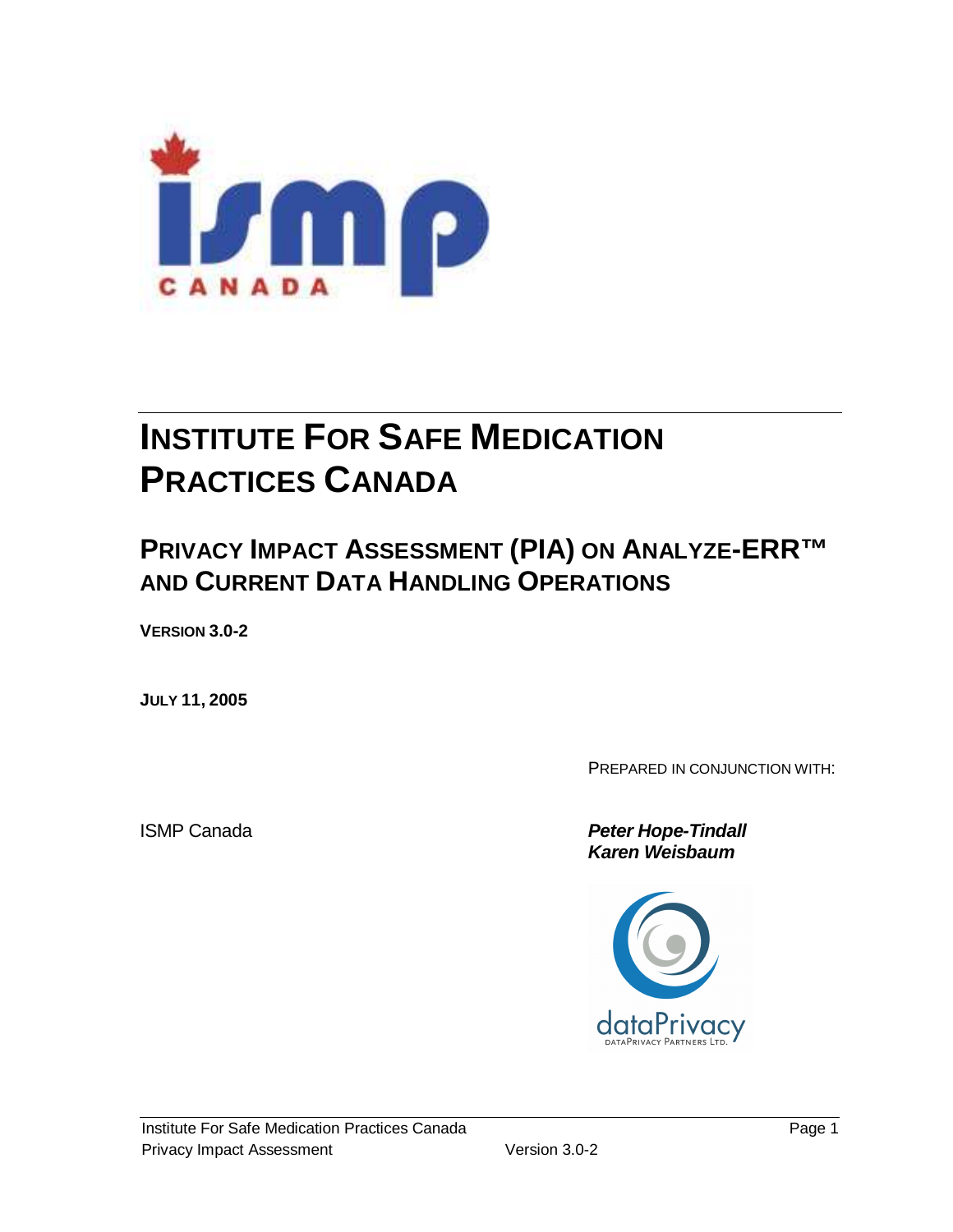# INSTITUTE FOR SAFE MEDICATION PRACTICES CANADA

## PRIVACY IMPACT ASSESSMENT (PIA) ON ANALYZE-ERR™ AND CURRENT DATA HANDLING OPERATIONS

**VERSION 3.0-2**

**JULY 11, 2005**

PREPARED IN CONJUNCTION WITH:

ISMP Canada

***Peter Hope-Tindall***
***Karen Weisbaum***

dataPrivacy
DATAPRIVACY PARTNERS LTD.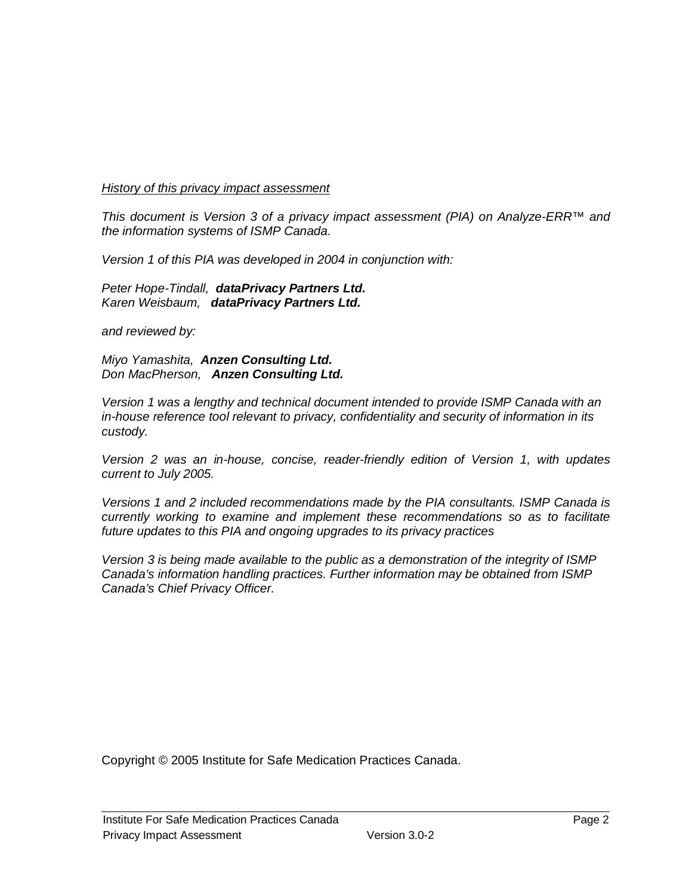*<u>History of this privacy impact assessment</u>*

*This document is Version 3 of a privacy impact assessment (PIA) on Analyze-ERR™ and the information systems of ISMP Canada.*

*Version 1 of this PIA was developed in 2004 in conjunction with:*

*Peter Hope-Tindall,* ***dataPrivacy Partners Ltd.***
*Karen Weisbaum,* ***dataPrivacy Partners Ltd.***

*and reviewed by:*

*Miyo Yamashita,* ***Anzen Consulting Ltd.***
*Don MacPherson,* ***Anzen Consulting Ltd.***

*Version 1 was a lengthy and technical document intended to provide ISMP Canada with an in-house reference tool relevant to privacy, confidentiality and security of information in its custody.*

*Version 2 was an in-house, concise, reader-friendly edition of Version 1, with updates current to July 2005.*

*Versions 1 and 2 included recommendations made by the PIA consultants. ISMP Canada is currently working to examine and implement these recommendations so as to facilitate future updates to this PIA and ongoing upgrades to its privacy practices*

*Version 3 is being made available to the public as a demonstration of the integrity of ISMP Canada's information handling practices. Further information may be obtained from ISMP Canada's Chief Privacy Officer.*

Copyright © 2005 Institute for Safe Medication Practices Canada.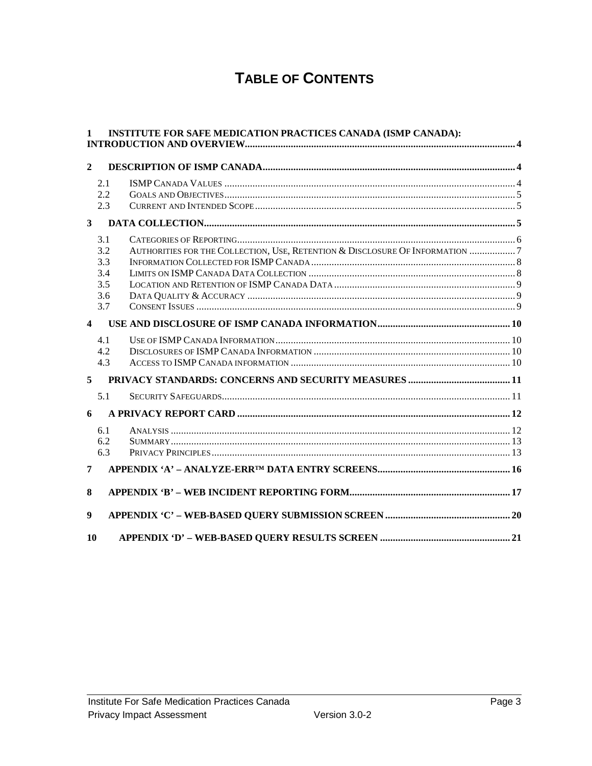# TABLE OF CONTENTS

**1 INSTITUTE FOR SAFE MEDICATION PRACTICES CANADA (ISMP CANADA): INTRODUCTION AND OVERVIEW ........ 4**

**2 DESCRIPTION OF ISMP CANADA ........ 4**

- 2.1 ISMP CANADA VALUES ........ 4
- 2.2 GOALS AND OBJECTIVES ........ 5
- 2.3 CURRENT AND INTENDED SCOPE ........ 5

**3 DATA COLLECTION ........ 5**

- 3.1 CATEGORIES OF REPORTING ........ 6
- 3.2 AUTHORITIES FOR THE COLLECTION, USE, RETENTION & DISCLOSURE OF INFORMATION ........ 7
- 3.3 INFORMATION COLLECTED FOR ISMP CANADA ........ 8
- 3.4 LIMITS ON ISMP CANADA DATA COLLECTION ........ 8
- 3.5 LOCATION AND RETENTION OF ISMP CANADA DATA ........ 9
- 3.6 DATA QUALITY & ACCURACY ........ 9
- 3.7 CONSENT ISSUES ........ 9

**4 USE AND DISCLOSURE OF ISMP CANADA INFORMATION ........ 10**

- 4.1 USE OF ISMP CANADA INFORMATION ........ 10
- 4.2 DISCLOSURES OF ISMP CANADA INFORMATION ........ 10
- 4.3 ACCESS TO ISMP CANADA INFORMATION ........ 10

**5 PRIVACY STANDARDS: CONCERNS AND SECURITY MEASURES ........ 11**

- 5.1 SECURITY SAFEGUARDS ........ 11

**6 A PRIVACY REPORT CARD ........ 12**

- 6.1 ANALYSIS ........ 12
- 6.2 SUMMARY ........ 13
- 6.3 PRIVACY PRINCIPLES ........ 13

**7 APPENDIX 'A' – ANALYZE-ERR™ DATA ENTRY SCREENS ........ 16**

**8 APPENDIX 'B' – WEB INCIDENT REPORTING FORM ........ 17**

**9 APPENDIX 'C' – WEB-BASED QUERY SUBMISSION SCREEN ........ 20**

**10 APPENDIX 'D' – WEB-BASED QUERY RESULTS SCREEN ........ 21**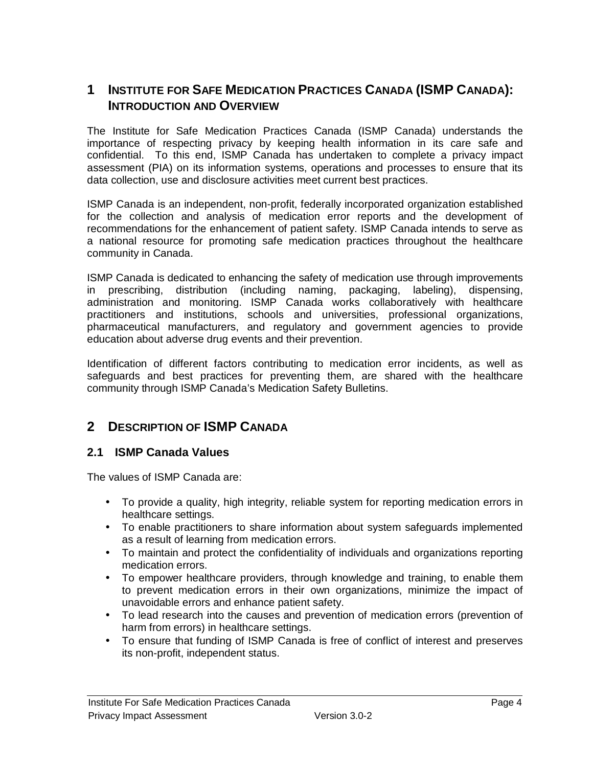# 1 Institute for Safe Medication Practices Canada (ISMP Canada): Introduction and Overview

The Institute for Safe Medication Practices Canada (ISMP Canada) understands the importance of respecting privacy by keeping health information in its care safe and confidential. To this end, ISMP Canada has undertaken to complete a privacy impact assessment (PIA) on its information systems, operations and processes to ensure that its data collection, use and disclosure activities meet current best practices.

ISMP Canada is an independent, non-profit, federally incorporated organization established for the collection and analysis of medication error reports and the development of recommendations for the enhancement of patient safety. ISMP Canada intends to serve as a national resource for promoting safe medication practices throughout the healthcare community in Canada.

ISMP Canada is dedicated to enhancing the safety of medication use through improvements in prescribing, distribution (including naming, packaging, labeling), dispensing, administration and monitoring. ISMP Canada works collaboratively with healthcare practitioners and institutions, schools and universities, professional organizations, pharmaceutical manufacturers, and regulatory and government agencies to provide education about adverse drug events and their prevention.

Identification of different factors contributing to medication error incidents, as well as safeguards and best practices for preventing them, are shared with the healthcare community through ISMP Canada's Medication Safety Bulletins.

# 2 Description of ISMP Canada

## 2.1 ISMP Canada Values

The values of ISMP Canada are:

- To provide a quality, high integrity, reliable system for reporting medication errors in healthcare settings.
- To enable practitioners to share information about system safeguards implemented as a result of learning from medication errors.
- To maintain and protect the confidentiality of individuals and organizations reporting medication errors.
- To empower healthcare providers, through knowledge and training, to enable them to prevent medication errors in their own organizations, minimize the impact of unavoidable errors and enhance patient safety.
- To lead research into the causes and prevention of medication errors (prevention of harm from errors) in healthcare settings.
- To ensure that funding of ISMP Canada is free of conflict of interest and preserves its non-profit, independent status.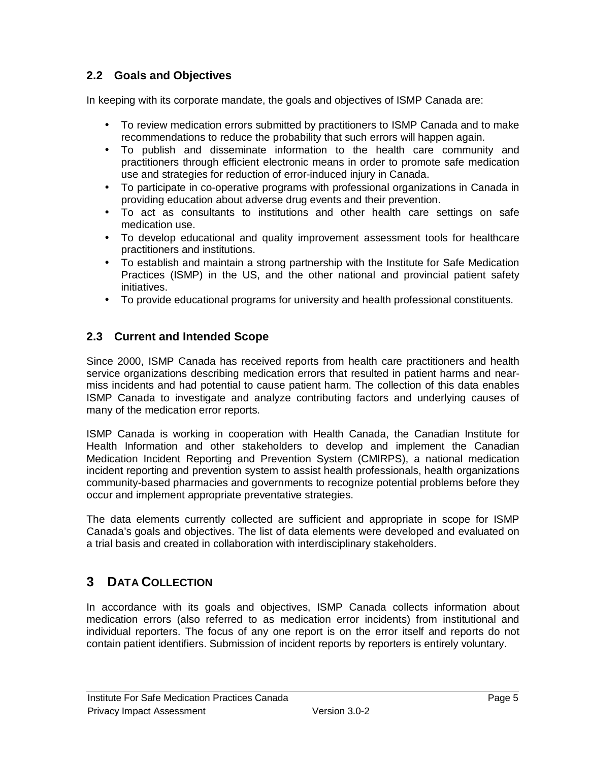### 2.2 Goals and Objectives

In keeping with its corporate mandate, the goals and objectives of ISMP Canada are:

- To review medication errors submitted by practitioners to ISMP Canada and to make recommendations to reduce the probability that such errors will happen again.
- To publish and disseminate information to the health care community and practitioners through efficient electronic means in order to promote safe medication use and strategies for reduction of error-induced injury in Canada.
- To participate in co-operative programs with professional organizations in Canada in providing education about adverse drug events and their prevention.
- To act as consultants to institutions and other health care settings on safe medication use.
- To develop educational and quality improvement assessment tools for healthcare practitioners and institutions.
- To establish and maintain a strong partnership with the Institute for Safe Medication Practices (ISMP) in the US, and the other national and provincial patient safety initiatives.
- To provide educational programs for university and health professional constituents.

### 2.3 Current and Intended Scope

Since 2000, ISMP Canada has received reports from health care practitioners and health service organizations describing medication errors that resulted in patient harms and near-miss incidents and had potential to cause patient harm. The collection of this data enables ISMP Canada to investigate and analyze contributing factors and underlying causes of many of the medication error reports.

ISMP Canada is working in cooperation with Health Canada, the Canadian Institute for Health Information and other stakeholders to develop and implement the Canadian Medication Incident Reporting and Prevention System (CMIRPS), a national medication incident reporting and prevention system to assist health professionals, health organizations community-based pharmacies and governments to recognize potential problems before they occur and implement appropriate preventative strategies.

The data elements currently collected are sufficient and appropriate in scope for ISMP Canada's goals and objectives. The list of data elements were developed and evaluated on a trial basis and created in collaboration with interdisciplinary stakeholders.

## 3 DATA COLLECTION

In accordance with its goals and objectives, ISMP Canada collects information about medication errors (also referred to as medication error incidents) from institutional and individual reporters. The focus of any one report is on the error itself and reports do not contain patient identifiers. Submission of incident reports by reporters is entirely voluntary.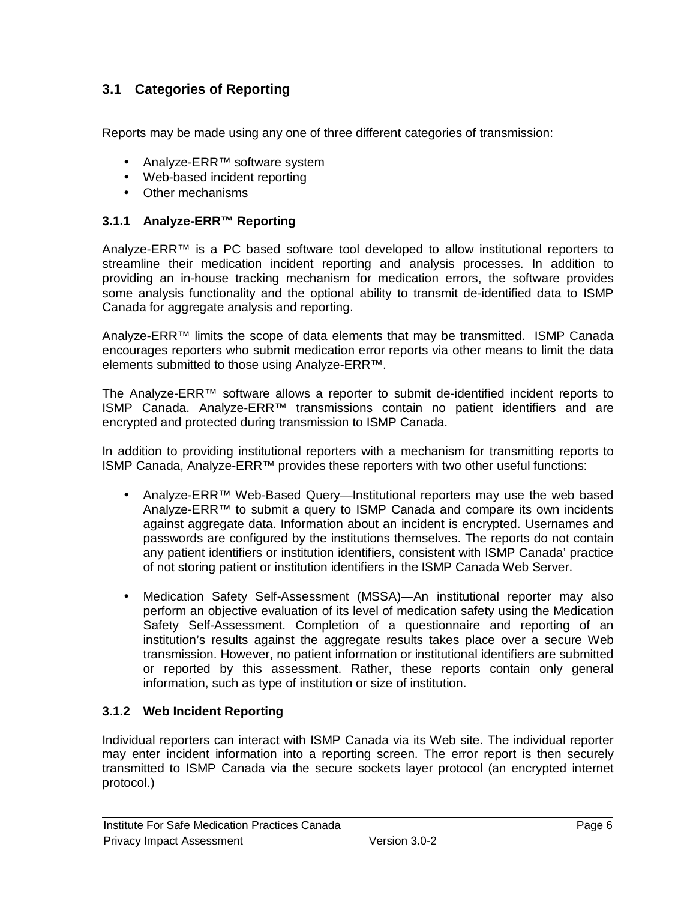## 3.1 Categories of Reporting

Reports may be made using any one of three different categories of transmission:

- Analyze-ERR™ software system
- Web-based incident reporting
- Other mechanisms

### 3.1.1 Analyze-ERR™ Reporting

Analyze-ERR™ is a PC based software tool developed to allow institutional reporters to streamline their medication incident reporting and analysis processes. In addition to providing an in-house tracking mechanism for medication errors, the software provides some analysis functionality and the optional ability to transmit de-identified data to ISMP Canada for aggregate analysis and reporting.

Analyze-ERR™ limits the scope of data elements that may be transmitted. ISMP Canada encourages reporters who submit medication error reports via other means to limit the data elements submitted to those using Analyze-ERR™.

The Analyze-ERR™ software allows a reporter to submit de-identified incident reports to ISMP Canada. Analyze-ERR™ transmissions contain no patient identifiers and are encrypted and protected during transmission to ISMP Canada.

In addition to providing institutional reporters with a mechanism for transmitting reports to ISMP Canada, Analyze-ERR™ provides these reporters with two other useful functions:

- Analyze-ERR™ Web-Based Query—Institutional reporters may use the web based Analyze-ERR™ to submit a query to ISMP Canada and compare its own incidents against aggregate data. Information about an incident is encrypted. Usernames and passwords are configured by the institutions themselves. The reports do not contain any patient identifiers or institution identifiers, consistent with ISMP Canada' practice of not storing patient or institution identifiers in the ISMP Canada Web Server.

- Medication Safety Self-Assessment (MSSA)—An institutional reporter may also perform an objective evaluation of its level of medication safety using the Medication Safety Self-Assessment. Completion of a questionnaire and reporting of an institution's results against the aggregate results takes place over a secure Web transmission. However, no patient information or institutional identifiers are submitted or reported by this assessment. Rather, these reports contain only general information, such as type of institution or size of institution.

### 3.1.2 Web Incident Reporting

Individual reporters can interact with ISMP Canada via its Web site. The individual reporter may enter incident information into a reporting screen. The error report is then securely transmitted to ISMP Canada via the secure sockets layer protocol (an encrypted internet protocol.)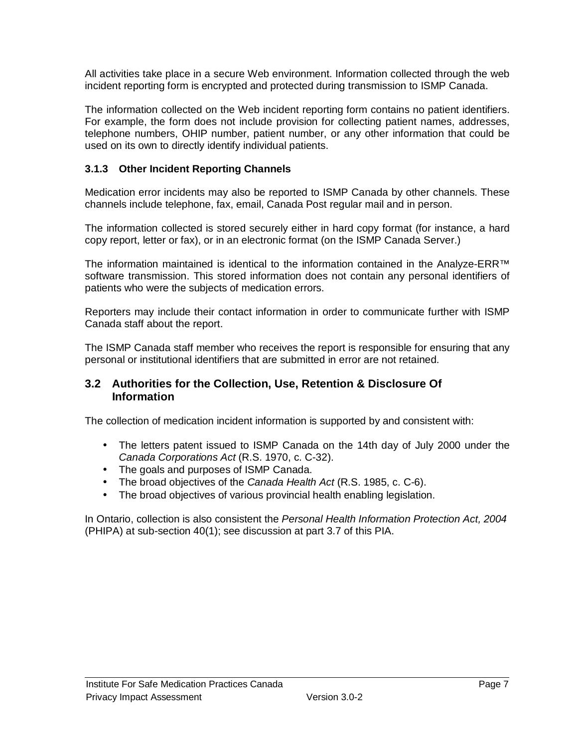All activities take place in a secure Web environment. Information collected through the web incident reporting form is encrypted and protected during transmission to ISMP Canada.

The information collected on the Web incident reporting form contains no patient identifiers. For example, the form does not include provision for collecting patient names, addresses, telephone numbers, OHIP number, patient number, or any other information that could be used on its own to directly identify individual patients.

### 3.1.3 Other Incident Reporting Channels

Medication error incidents may also be reported to ISMP Canada by other channels. These channels include telephone, fax, email, Canada Post regular mail and in person.

The information collected is stored securely either in hard copy format (for instance, a hard copy report, letter or fax), or in an electronic format (on the ISMP Canada Server.)

The information maintained is identical to the information contained in the Analyze-ERR™ software transmission. This stored information does not contain any personal identifiers of patients who were the subjects of medication errors.

Reporters may include their contact information in order to communicate further with ISMP Canada staff about the report.

The ISMP Canada staff member who receives the report is responsible for ensuring that any personal or institutional identifiers that are submitted in error are not retained.

## 3.2 Authorities for the Collection, Use, Retention & Disclosure Of Information

The collection of medication incident information is supported by and consistent with:

- The letters patent issued to ISMP Canada on the 14th day of July 2000 under the *Canada Corporations Act* (R.S. 1970, c. C-32).
- The goals and purposes of ISMP Canada.
- The broad objectives of the *Canada Health Act* (R.S. 1985, c. C-6).
- The broad objectives of various provincial health enabling legislation.

In Ontario, collection is also consistent the *Personal Health Information Protection Act, 2004* (PHIPA) at sub-section 40(1); see discussion at part 3.7 of this PIA.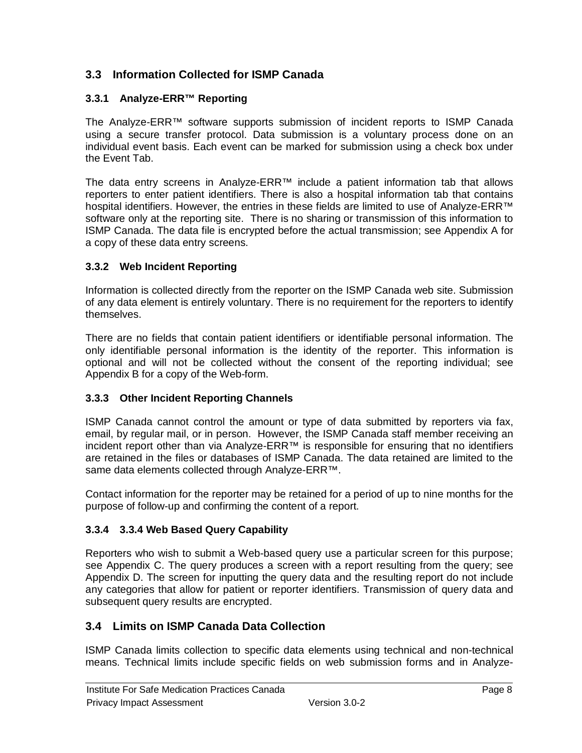## 3.3 Information Collected for ISMP Canada

### 3.3.1 Analyze-ERR™ Reporting

The Analyze-ERR™ software supports submission of incident reports to ISMP Canada using a secure transfer protocol. Data submission is a voluntary process done on an individual event basis. Each event can be marked for submission using a check box under the Event Tab.

The data entry screens in Analyze-ERR™ include a patient information tab that allows reporters to enter patient identifiers. There is also a hospital information tab that contains hospital identifiers. However, the entries in these fields are limited to use of Analyze-ERR™ software only at the reporting site. There is no sharing or transmission of this information to ISMP Canada. The data file is encrypted before the actual transmission; see Appendix A for a copy of these data entry screens.

### 3.3.2 Web Incident Reporting

Information is collected directly from the reporter on the ISMP Canada web site. Submission of any data element is entirely voluntary. There is no requirement for the reporters to identify themselves.

There are no fields that contain patient identifiers or identifiable personal information. The only identifiable personal information is the identity of the reporter. This information is optional and will not be collected without the consent of the reporting individual; see Appendix B for a copy of the Web-form.

### 3.3.3 Other Incident Reporting Channels

ISMP Canada cannot control the amount or type of data submitted by reporters via fax, email, by regular mail, or in person. However, the ISMP Canada staff member receiving an incident report other than via Analyze-ERR™ is responsible for ensuring that no identifiers are retained in the files or databases of ISMP Canada. The data retained are limited to the same data elements collected through Analyze-ERR™.

Contact information for the reporter may be retained for a period of up to nine months for the purpose of follow-up and confirming the content of a report.

### 3.3.4 3.3.4 Web Based Query Capability

Reporters who wish to submit a Web-based query use a particular screen for this purpose; see Appendix C. The query produces a screen with a report resulting from the query; see Appendix D. The screen for inputting the query data and the resulting report do not include any categories that allow for patient or reporter identifiers. Transmission of query data and subsequent query results are encrypted.

## 3.4 Limits on ISMP Canada Data Collection

ISMP Canada limits collection to specific data elements using technical and non-technical means. Technical limits include specific fields on web submission forms and in Analyze-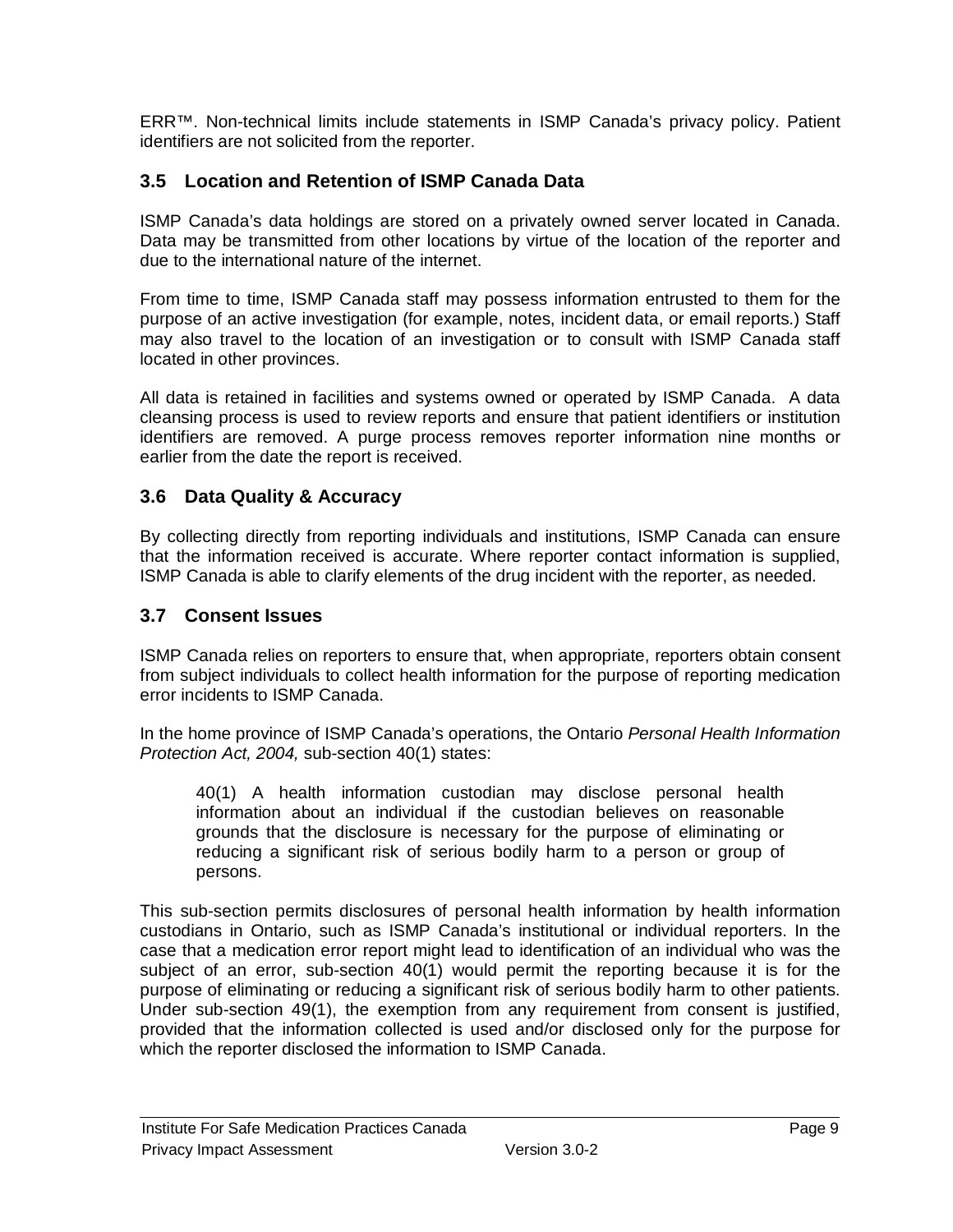ERR™. Non-technical limits include statements in ISMP Canada's privacy policy. Patient identifiers are not solicited from the reporter.

### 3.5 Location and Retention of ISMP Canada Data

ISMP Canada's data holdings are stored on a privately owned server located in Canada. Data may be transmitted from other locations by virtue of the location of the reporter and due to the international nature of the internet.

From time to time, ISMP Canada staff may possess information entrusted to them for the purpose of an active investigation (for example, notes, incident data, or email reports.) Staff may also travel to the location of an investigation or to consult with ISMP Canada staff located in other provinces.

All data is retained in facilities and systems owned or operated by ISMP Canada. A data cleansing process is used to review reports and ensure that patient identifiers or institution identifiers are removed. A purge process removes reporter information nine months or earlier from the date the report is received.

### 3.6 Data Quality & Accuracy

By collecting directly from reporting individuals and institutions, ISMP Canada can ensure that the information received is accurate. Where reporter contact information is supplied, ISMP Canada is able to clarify elements of the drug incident with the reporter, as needed.

### 3.7 Consent Issues

ISMP Canada relies on reporters to ensure that, when appropriate, reporters obtain consent from subject individuals to collect health information for the purpose of reporting medication error incidents to ISMP Canada.

In the home province of ISMP Canada's operations, the Ontario *Personal Health Information Protection Act, 2004,* sub-section 40(1) states:

> 40(1) A health information custodian may disclose personal health information about an individual if the custodian believes on reasonable grounds that the disclosure is necessary for the purpose of eliminating or reducing a significant risk of serious bodily harm to a person or group of persons.

This sub-section permits disclosures of personal health information by health information custodians in Ontario, such as ISMP Canada's institutional or individual reporters. In the case that a medication error report might lead to identification of an individual who was the subject of an error, sub-section 40(1) would permit the reporting because it is for the purpose of eliminating or reducing a significant risk of serious bodily harm to other patients. Under sub-section 49(1), the exemption from any requirement from consent is justified, provided that the information collected is used and/or disclosed only for the purpose for which the reporter disclosed the information to ISMP Canada.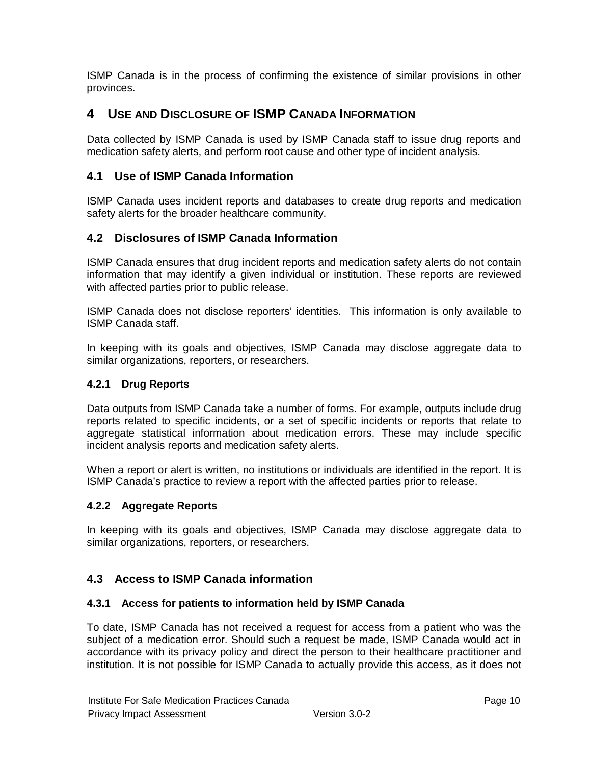ISMP Canada is in the process of confirming the existence of similar provisions in other provinces.

# 4 USE AND DISCLOSURE OF ISMP CANADA INFORMATION

Data collected by ISMP Canada is used by ISMP Canada staff to issue drug reports and medication safety alerts, and perform root cause and other type of incident analysis.

## 4.1 Use of ISMP Canada Information

ISMP Canada uses incident reports and databases to create drug reports and medication safety alerts for the broader healthcare community.

## 4.2 Disclosures of ISMP Canada Information

ISMP Canada ensures that drug incident reports and medication safety alerts do not contain information that may identify a given individual or institution. These reports are reviewed with affected parties prior to public release.

ISMP Canada does not disclose reporters' identities. This information is only available to ISMP Canada staff.

In keeping with its goals and objectives, ISMP Canada may disclose aggregate data to similar organizations, reporters, or researchers.

### 4.2.1 Drug Reports

Data outputs from ISMP Canada take a number of forms. For example, outputs include drug reports related to specific incidents, or a set of specific incidents or reports that relate to aggregate statistical information about medication errors. These may include specific incident analysis reports and medication safety alerts.

When a report or alert is written, no institutions or individuals are identified in the report. It is ISMP Canada's practice to review a report with the affected parties prior to release.

### 4.2.2 Aggregate Reports

In keeping with its goals and objectives, ISMP Canada may disclose aggregate data to similar organizations, reporters, or researchers.

## 4.3 Access to ISMP Canada information

### 4.3.1 Access for patients to information held by ISMP Canada

To date, ISMP Canada has not received a request for access from a patient who was the subject of a medication error. Should such a request be made, ISMP Canada would act in accordance with its privacy policy and direct the person to their healthcare practitioner and institution. It is not possible for ISMP Canada to actually provide this access, as it does not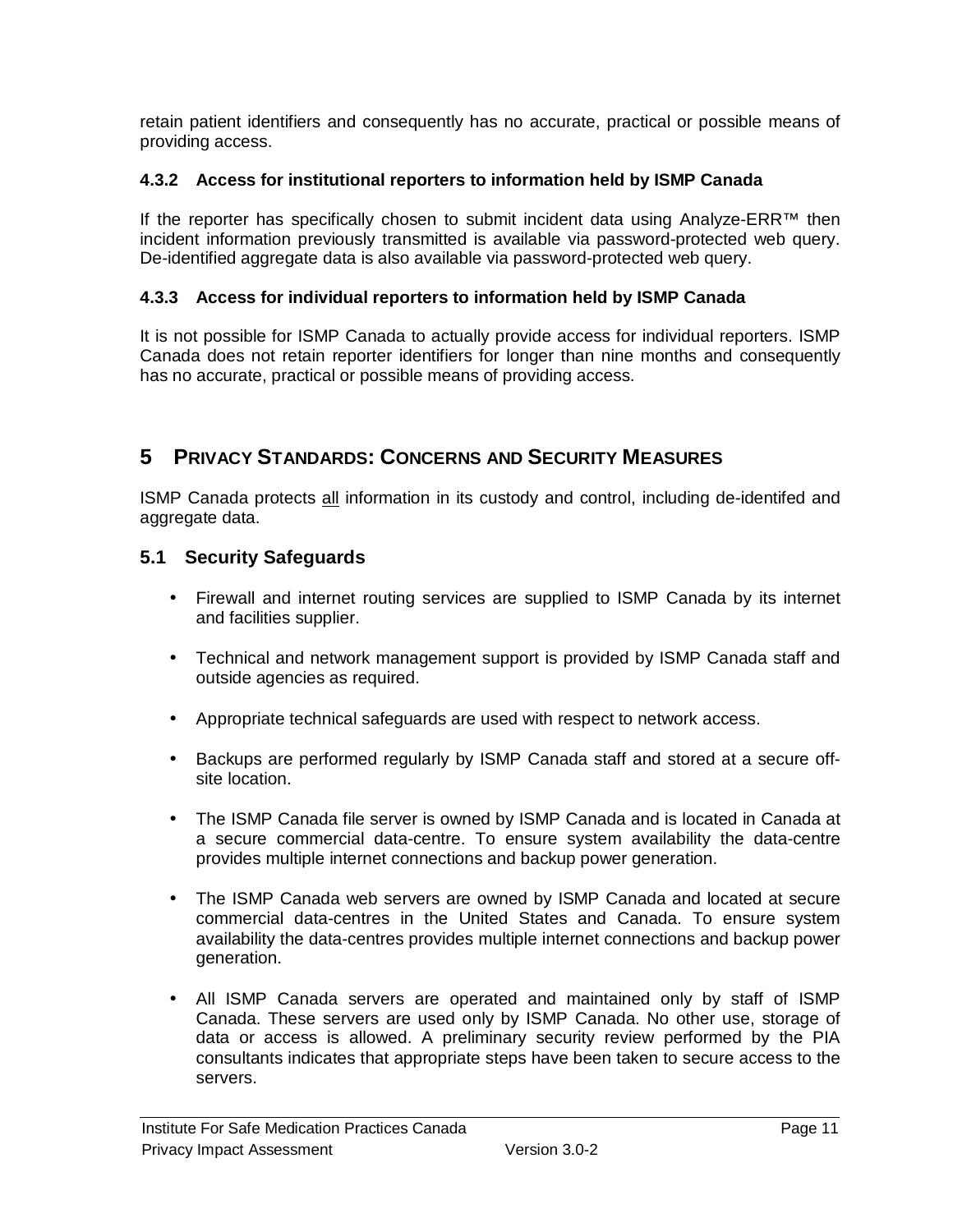retain patient identifiers and consequently has no accurate, practical or possible means of providing access.

#### 4.3.2 Access for institutional reporters to information held by ISMP Canada

If the reporter has specifically chosen to submit incident data using Analyze-ERR™ then incident information previously transmitted is available via password-protected web query. De-identified aggregate data is also available via password-protected web query.

#### 4.3.3 Access for individual reporters to information held by ISMP Canada

It is not possible for ISMP Canada to actually provide access for individual reporters. ISMP Canada does not retain reporter identifiers for longer than nine months and consequently has no accurate, practical or possible means of providing access.

# 5 PRIVACY STANDARDS: CONCERNS AND SECURITY MEASURES

ISMP Canada protects <u>all</u> information in its custody and control, including de-identifed and aggregate data.

## 5.1 Security Safeguards

- Firewall and internet routing services are supplied to ISMP Canada by its internet and facilities supplier.
- Technical and network management support is provided by ISMP Canada staff and outside agencies as required.
- Appropriate technical safeguards are used with respect to network access.
- Backups are performed regularly by ISMP Canada staff and stored at a secure off-site location.
- The ISMP Canada file server is owned by ISMP Canada and is located in Canada at a secure commercial data-centre. To ensure system availability the data-centre provides multiple internet connections and backup power generation.
- The ISMP Canada web servers are owned by ISMP Canada and located at secure commercial data-centres in the United States and Canada. To ensure system availability the data-centres provides multiple internet connections and backup power generation.
- All ISMP Canada servers are operated and maintained only by staff of ISMP Canada. These servers are used only by ISMP Canada. No other use, storage of data or access is allowed. A preliminary security review performed by the PIA consultants indicates that appropriate steps have been taken to secure access to the servers.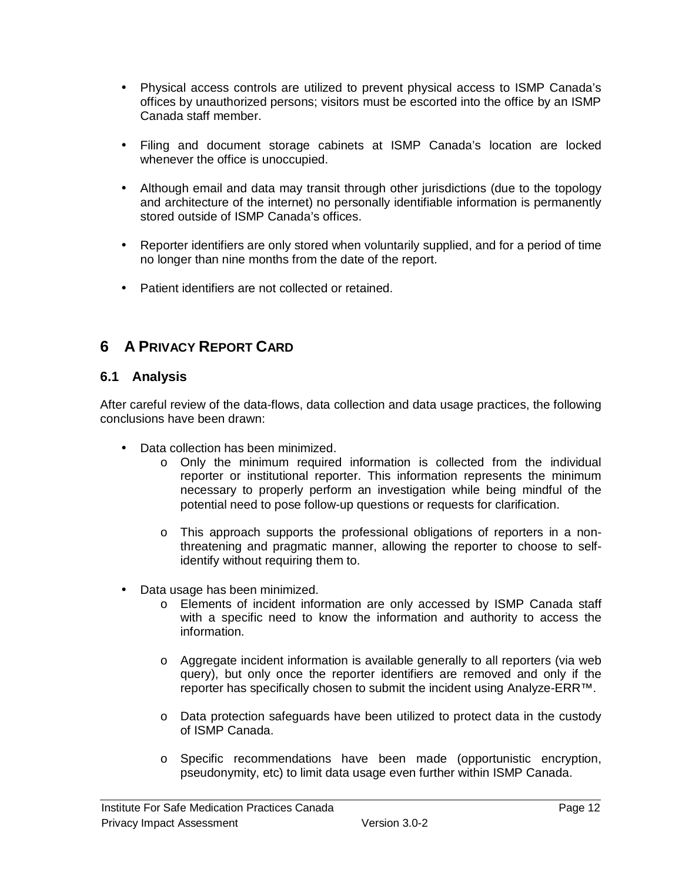- Physical access controls are utilized to prevent physical access to ISMP Canada's offices by unauthorized persons; visitors must be escorted into the office by an ISMP Canada staff member.

- Filing and document storage cabinets at ISMP Canada's location are locked whenever the office is unoccupied.

- Although email and data may transit through other jurisdictions (due to the topology and architecture of the internet) no personally identifiable information is permanently stored outside of ISMP Canada's offices.

- Reporter identifiers are only stored when voluntarily supplied, and for a period of time no longer than nine months from the date of the report.

- Patient identifiers are not collected or retained.

# 6 A PRIVACY REPORT CARD

## 6.1 Analysis

After careful review of the data-flows, data collection and data usage practices, the following conclusions have been drawn:

- Data collection has been minimized.
  - Only the minimum required information is collected from the individual reporter or institutional reporter. This information represents the minimum necessary to properly perform an investigation while being mindful of the potential need to pose follow-up questions or requests for clarification.

  - This approach supports the professional obligations of reporters in a non-threatening and pragmatic manner, allowing the reporter to choose to self-identify without requiring them to.

- Data usage has been minimized.
  - Elements of incident information are only accessed by ISMP Canada staff with a specific need to know the information and authority to access the information.

  - Aggregate incident information is available generally to all reporters (via web query), but only once the reporter identifiers are removed and only if the reporter has specifically chosen to submit the incident using Analyze-ERR™.

  - Data protection safeguards have been utilized to protect data in the custody of ISMP Canada.

  - Specific recommendations have been made (opportunistic encryption, pseudonymity, etc) to limit data usage even further within ISMP Canada.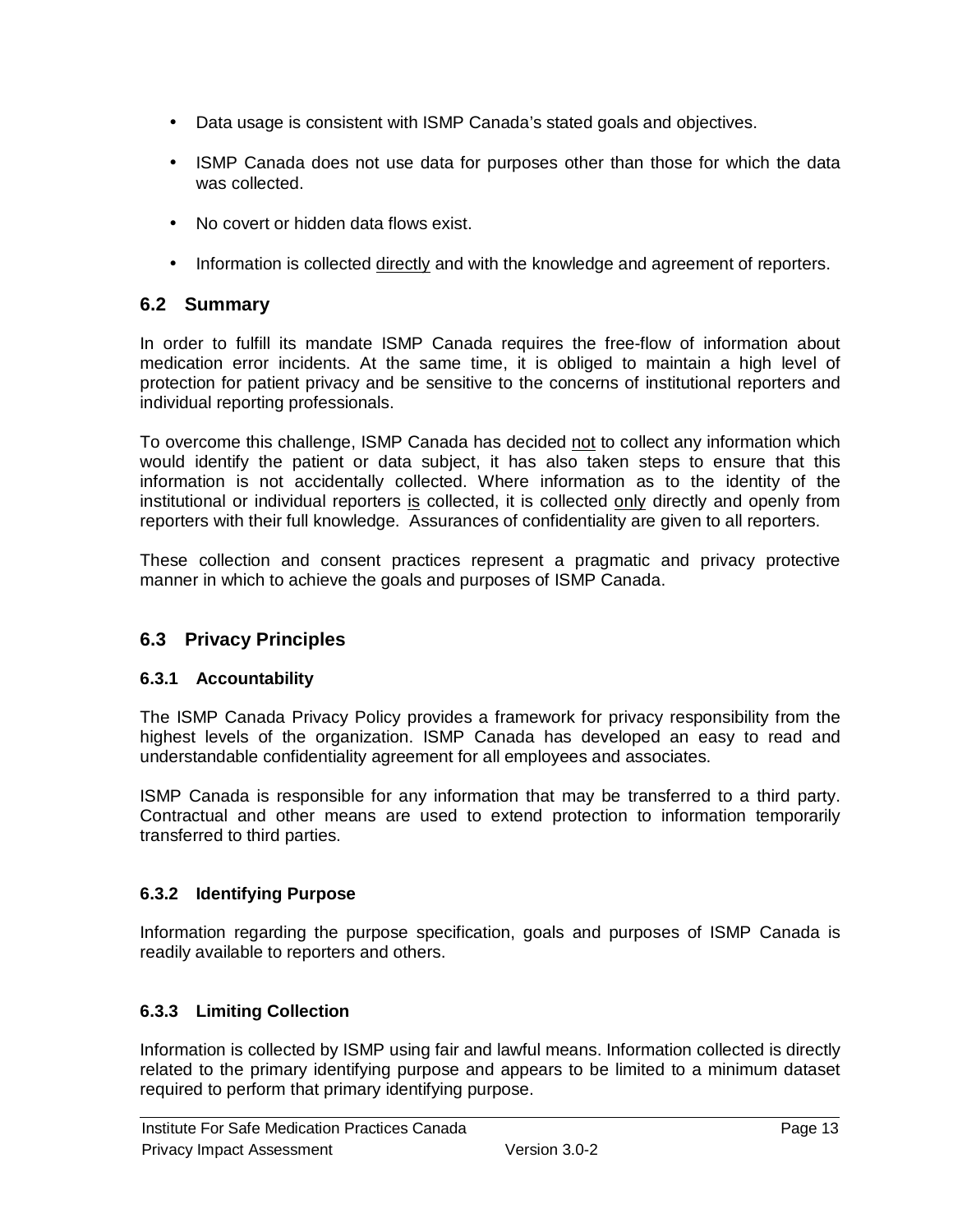- Data usage is consistent with ISMP Canada's stated goals and objectives.
- ISMP Canada does not use data for purposes other than those for which the data was collected.
- No covert or hidden data flows exist.
- Information is collected <u>directly</u> and with the knowledge and agreement of reporters.

## 6.2 Summary

In order to fulfill its mandate ISMP Canada requires the free-flow of information about medication error incidents. At the same time, it is obliged to maintain a high level of protection for patient privacy and be sensitive to the concerns of institutional reporters and individual reporting professionals.

To overcome this challenge, ISMP Canada has decided <u>not</u> to collect any information which would identify the patient or data subject, it has also taken steps to ensure that this information is not accidentally collected. Where information as to the identity of the institutional or individual reporters <u>is</u> collected, it is collected <u>only</u> directly and openly from reporters with their full knowledge. Assurances of confidentiality are given to all reporters.

These collection and consent practices represent a pragmatic and privacy protective manner in which to achieve the goals and purposes of ISMP Canada.

## 6.3 Privacy Principles

### 6.3.1 Accountability

The ISMP Canada Privacy Policy provides a framework for privacy responsibility from the highest levels of the organization. ISMP Canada has developed an easy to read and understandable confidentiality agreement for all employees and associates.

ISMP Canada is responsible for any information that may be transferred to a third party. Contractual and other means are used to extend protection to information temporarily transferred to third parties.

### 6.3.2 Identifying Purpose

Information regarding the purpose specification, goals and purposes of ISMP Canada is readily available to reporters and others.

### 6.3.3 Limiting Collection

Information is collected by ISMP using fair and lawful means. Information collected is directly related to the primary identifying purpose and appears to be limited to a minimum dataset required to perform that primary identifying purpose.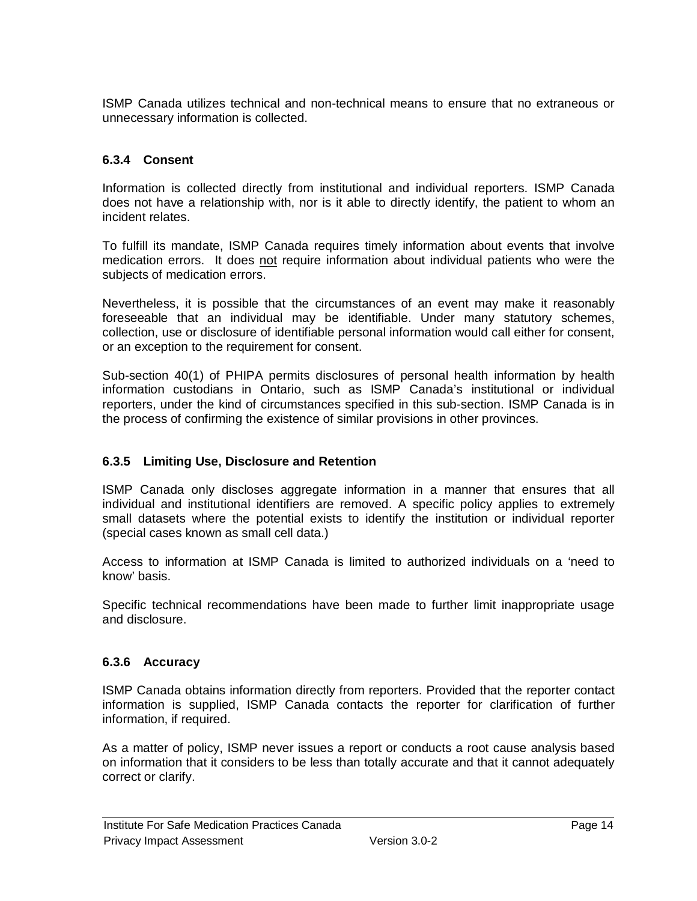ISMP Canada utilizes technical and non-technical means to ensure that no extraneous or unnecessary information is collected.

### 6.3.4 Consent

Information is collected directly from institutional and individual reporters. ISMP Canada does not have a relationship with, nor is it able to directly identify, the patient to whom an incident relates.

To fulfill its mandate, ISMP Canada requires timely information about events that involve medication errors. It does not require information about individual patients who were the subjects of medication errors.

Nevertheless, it is possible that the circumstances of an event may make it reasonably foreseeable that an individual may be identifiable. Under many statutory schemes, collection, use or disclosure of identifiable personal information would call either for consent, or an exception to the requirement for consent.

Sub-section 40(1) of PHIPA permits disclosures of personal health information by health information custodians in Ontario, such as ISMP Canada's institutional or individual reporters, under the kind of circumstances specified in this sub-section. ISMP Canada is in the process of confirming the existence of similar provisions in other provinces.

### 6.3.5 Limiting Use, Disclosure and Retention

ISMP Canada only discloses aggregate information in a manner that ensures that all individual and institutional identifiers are removed. A specific policy applies to extremely small datasets where the potential exists to identify the institution or individual reporter (special cases known as small cell data.)

Access to information at ISMP Canada is limited to authorized individuals on a 'need to know' basis.

Specific technical recommendations have been made to further limit inappropriate usage and disclosure.

### 6.3.6 Accuracy

ISMP Canada obtains information directly from reporters. Provided that the reporter contact information is supplied, ISMP Canada contacts the reporter for clarification of further information, if required.

As a matter of policy, ISMP never issues a report or conducts a root cause analysis based on information that it considers to be less than totally accurate and that it cannot adequately correct or clarify.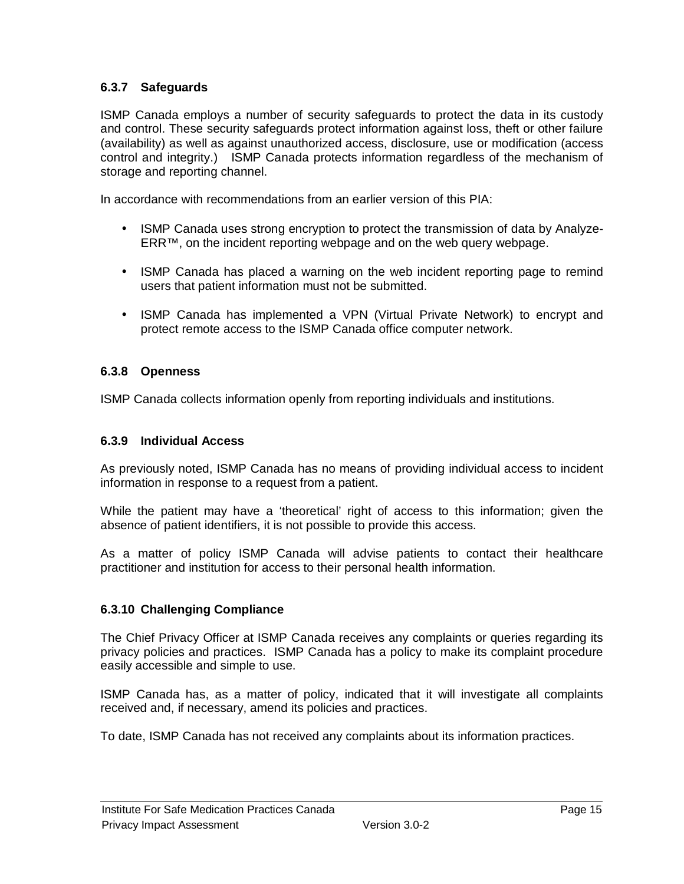### 6.3.7 Safeguards

ISMP Canada employs a number of security safeguards to protect the data in its custody and control. These security safeguards protect information against loss, theft or other failure (availability) as well as against unauthorized access, disclosure, use or modification (access control and integrity.) ISMP Canada protects information regardless of the mechanism of storage and reporting channel.

In accordance with recommendations from an earlier version of this PIA:

- ISMP Canada uses strong encryption to protect the transmission of data by Analyze-ERR™, on the incident reporting webpage and on the web query webpage.
- ISMP Canada has placed a warning on the web incident reporting page to remind users that patient information must not be submitted.
- ISMP Canada has implemented a VPN (Virtual Private Network) to encrypt and protect remote access to the ISMP Canada office computer network.

### 6.3.8 Openness

ISMP Canada collects information openly from reporting individuals and institutions.

### 6.3.9 Individual Access

As previously noted, ISMP Canada has no means of providing individual access to incident information in response to a request from a patient.

While the patient may have a 'theoretical' right of access to this information; given the absence of patient identifiers, it is not possible to provide this access.

As a matter of policy ISMP Canada will advise patients to contact their healthcare practitioner and institution for access to their personal health information.

### 6.3.10 Challenging Compliance

The Chief Privacy Officer at ISMP Canada receives any complaints or queries regarding its privacy policies and practices. ISMP Canada has a policy to make its complaint procedure easily accessible and simple to use.

ISMP Canada has, as a matter of policy, indicated that it will investigate all complaints received and, if necessary, amend its policies and practices.

To date, ISMP Canada has not received any complaints about its information practices.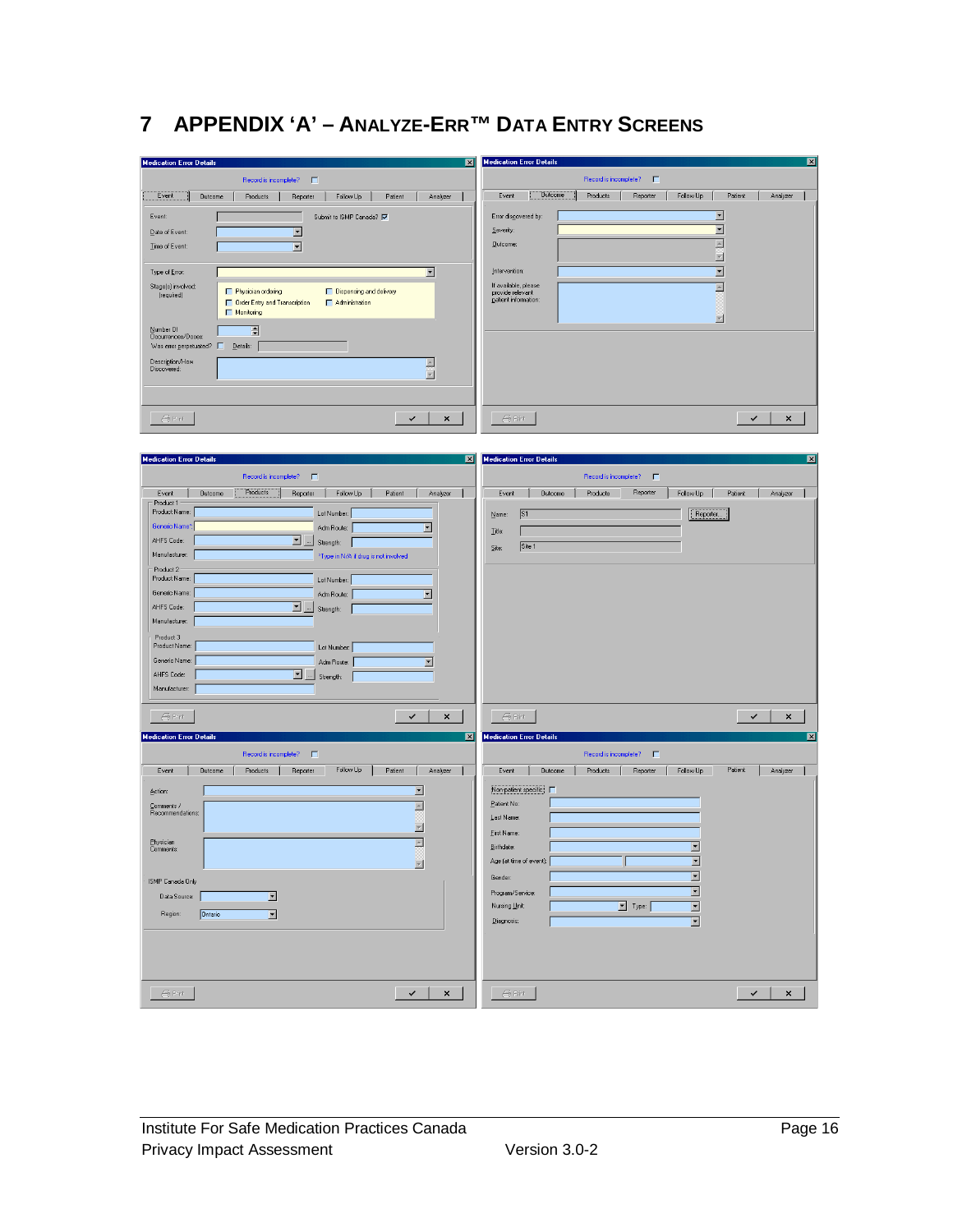# 7 APPENDIX 'A' – ANALYZE-ERR™ DATA ENTRY SCREENS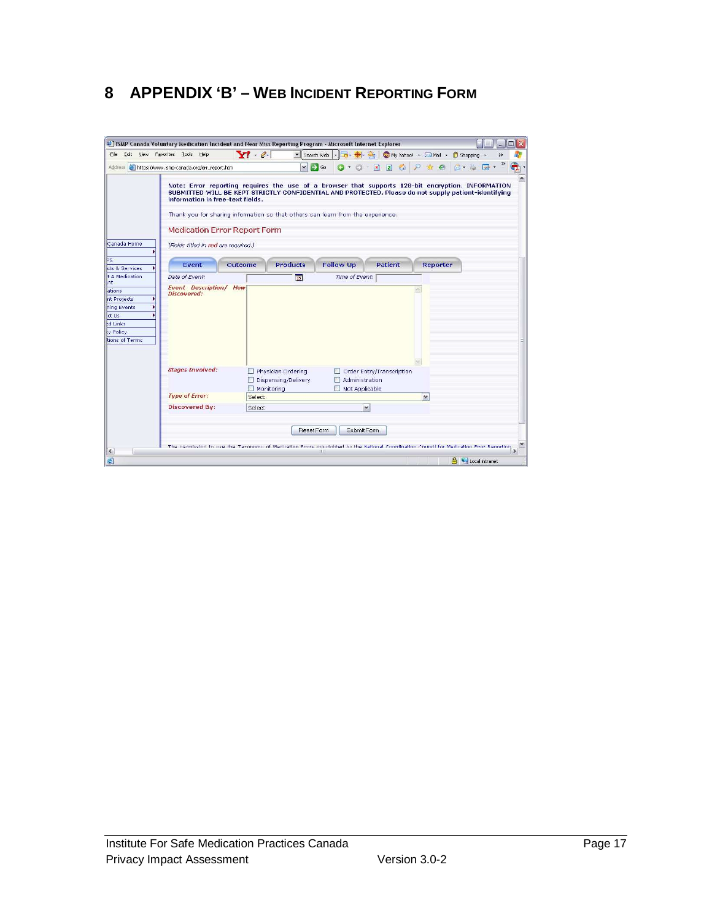# 8 APPENDIX 'B' – WEB INCIDENT REPORTING FORM

ISMP Canada Voluntary Medication Incident and Near Miss Reporting Program - Microsoft Internet Explorer

Address: https://www.ismp-canada.org/err_report.htm

Note: Error reporting requires the use of a browser that supports 128-bit encryption. INFORMATION SUBMITTED WILL BE KEPT STRICTLY CONFIDENTIAL AND PROTECTED. Please do not supply patient-identifying information in free-text fields.

Thank you for sharing information so that others can learn from the experience.

Medication Error Report Form

*(Fields titled in red are required.)*

Event | Outcome | Products | Follow Up | Patient | Reporter

*Date of Event:* *Time of Event:*

*Event Description/ How Discovered:*

*Stages Involved:*
- ☐ Physician Ordering
- ☐ Order Entry/Transcription
- ☐ Dispensing/Delivery
- ☐ Administration
- ☐ Monitoring
- ☐ Not Applicable

*Type of Error:* Select

Discovered By: Select

Reset Form | Submit Form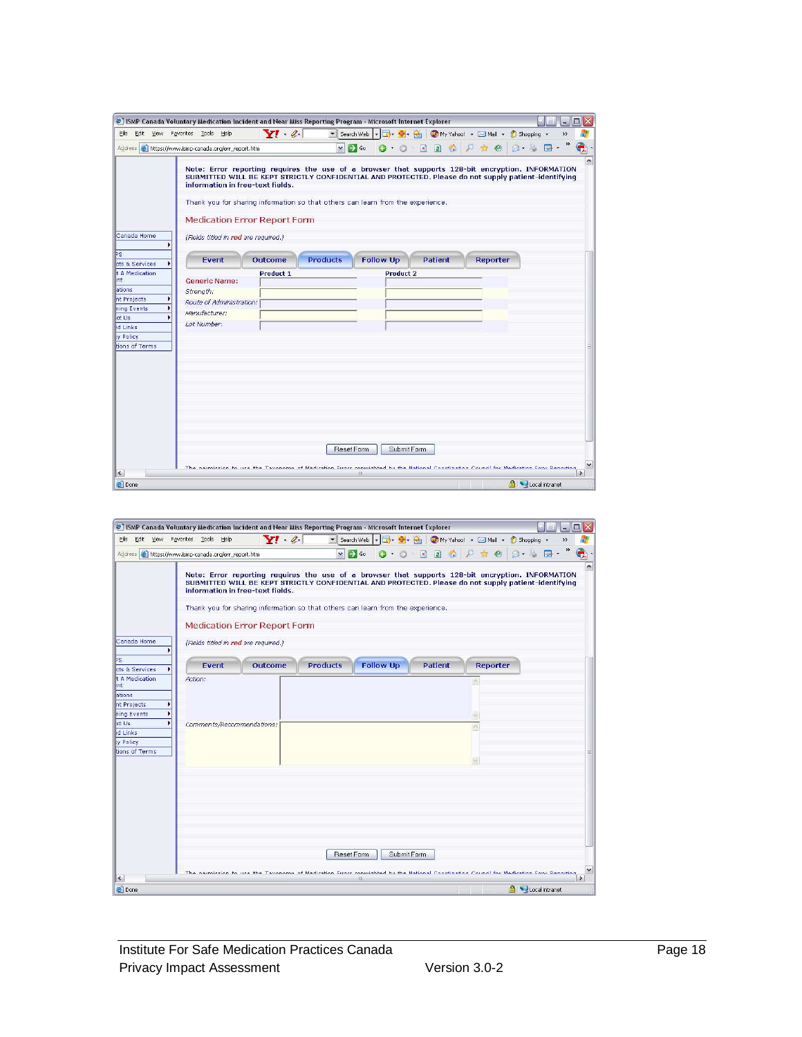ISMP Canada Voluntary Medication Incident and Near Miss Reporting Program - Microsoft Internet Explorer

Address: https://www.ismp-canada.org/err_report.htm

Note: Error reporting requires the use of a browser that supports 128-bit encryption. INFORMATION SUBMITTED WILL BE KEPT STRICTLY CONFIDENTIAL AND PROTECTED. Please do not supply patient-identifying information in free-text fields.

Thank you for sharing information so that others can learn from the experience.

Medication Error Report Form

*(Fields titled in red are required.)*

Event | Outcome | Products | Follow Up | Patient | Reporter

| | Product 1 | Product 2 |
|---|---|---|
| Generic Name: | | |
| Strength: | | |
| Route of Administration: | | |
| Manufacturer: | | |
| Lot Number: | | |

Reset Form | Submit Form

---

ISMP Canada Voluntary Medication Incident and Near Miss Reporting Program - Microsoft Internet Explorer

Address: https://www.ismp-canada.org/err_report.htm

Note: Error reporting requires the use of a browser that supports 128-bit encryption. INFORMATION SUBMITTED WILL BE KEPT STRICTLY CONFIDENTIAL AND PROTECTED. Please do not supply patient-identifying information in free-text fields.

Thank you for sharing information so that others can learn from the experience.

Medication Error Report Form

*(Fields titled in red are required.)*

Event | Outcome | Products | Follow Up | Patient | Reporter

Action:

Comments/Recommendations:

Reset Form | Submit Form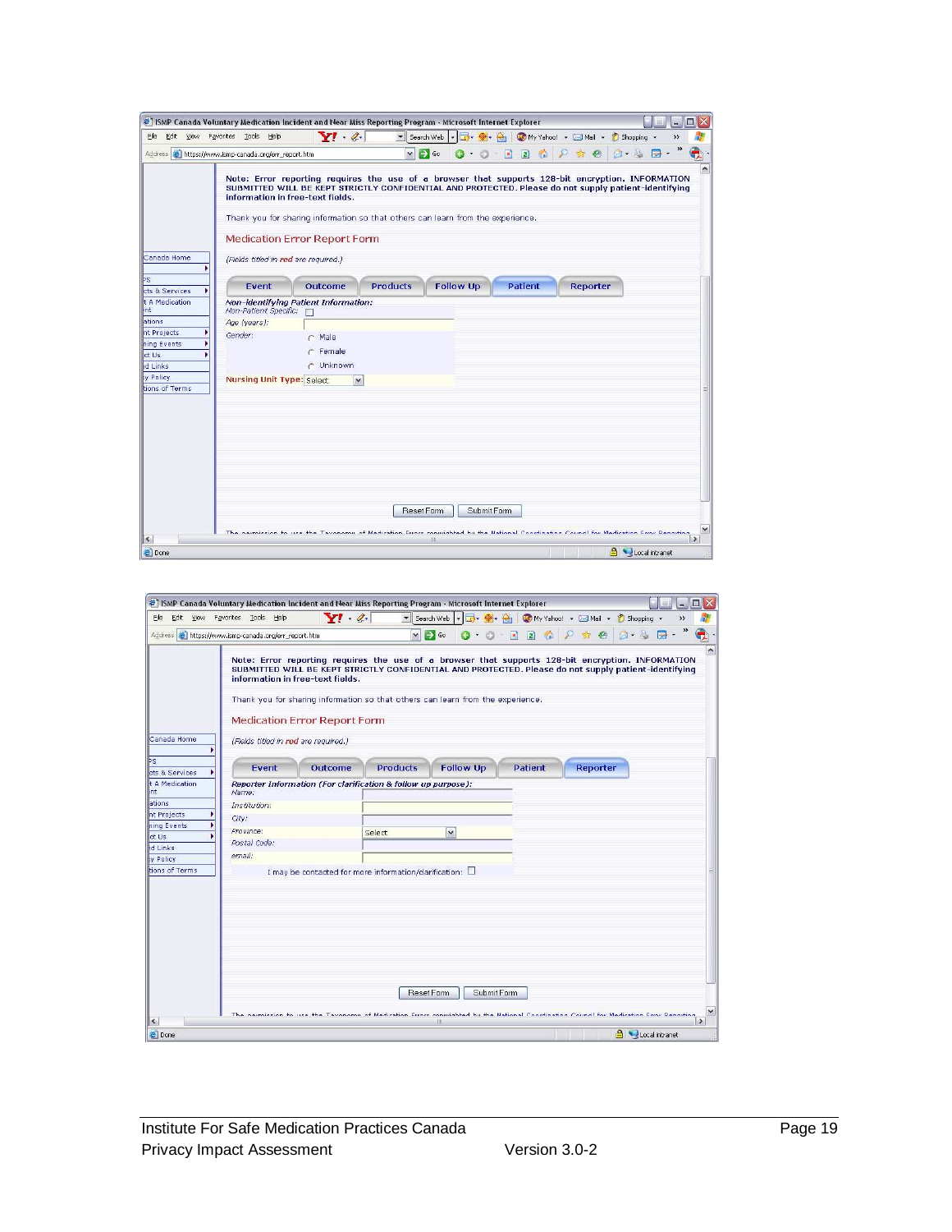ISMP Canada Voluntary Medication Incident and Near Miss Reporting Program - Microsoft Internet Explorer

Address: https://www.ismp-canada.org/err_report.htm

Note: Error reporting requires the use of a browser that supports 128-bit encryption. INFORMATION SUBMITTED WILL BE KEPT STRICTLY CONFIDENTIAL AND PROTECTED. Please do not supply patient-identifying information in free-text fields.

Thank you for sharing information so that others can learn from the experience.

Medication Error Report Form

(Fields titled in red are required.)

Event | Outcome | Products | Follow Up | Patient | Reporter

*Non-identifying Patient Information:*

Non-Patient Specific: ☐

Age (years):

Gender:
- Male
- Female
- Unknown

Nursing Unit Type: Select

Reset Form | Submit Form

---

ISMP Canada Voluntary Medication Incident and Near Miss Reporting Program - Microsoft Internet Explorer

Address: https://www.ismp-canada.org/err_report.htm

Note: Error reporting requires the use of a browser that supports 128-bit encryption. INFORMATION SUBMITTED WILL BE KEPT STRICTLY CONFIDENTIAL AND PROTECTED. Please do not supply patient-identifying information in free-text fields.

Thank you for sharing information so that others can learn from the experience.

Medication Error Report Form

(Fields titled in red are required.)

Event | Outcome | Products | Follow Up | Patient | Reporter

*Reporter Information (For clarification & follow up purpose):*

Name:

Institution:

City:

Province: Select

Postal Code:

email:

I may be contacted for more information/clarification: ☐

Reset Form | Submit Form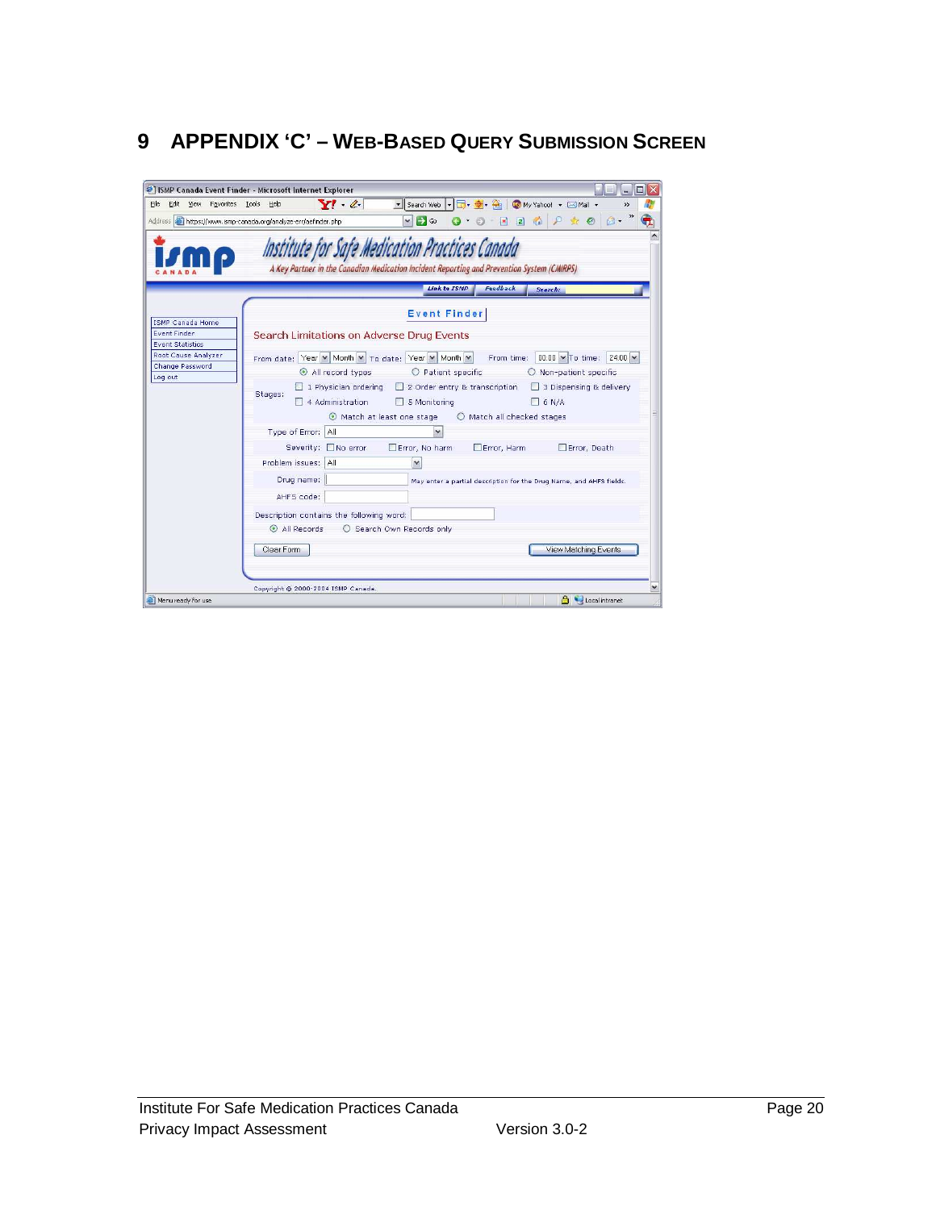# 9 APPENDIX 'C' – WEB-BASED QUERY SUBMISSION SCREEN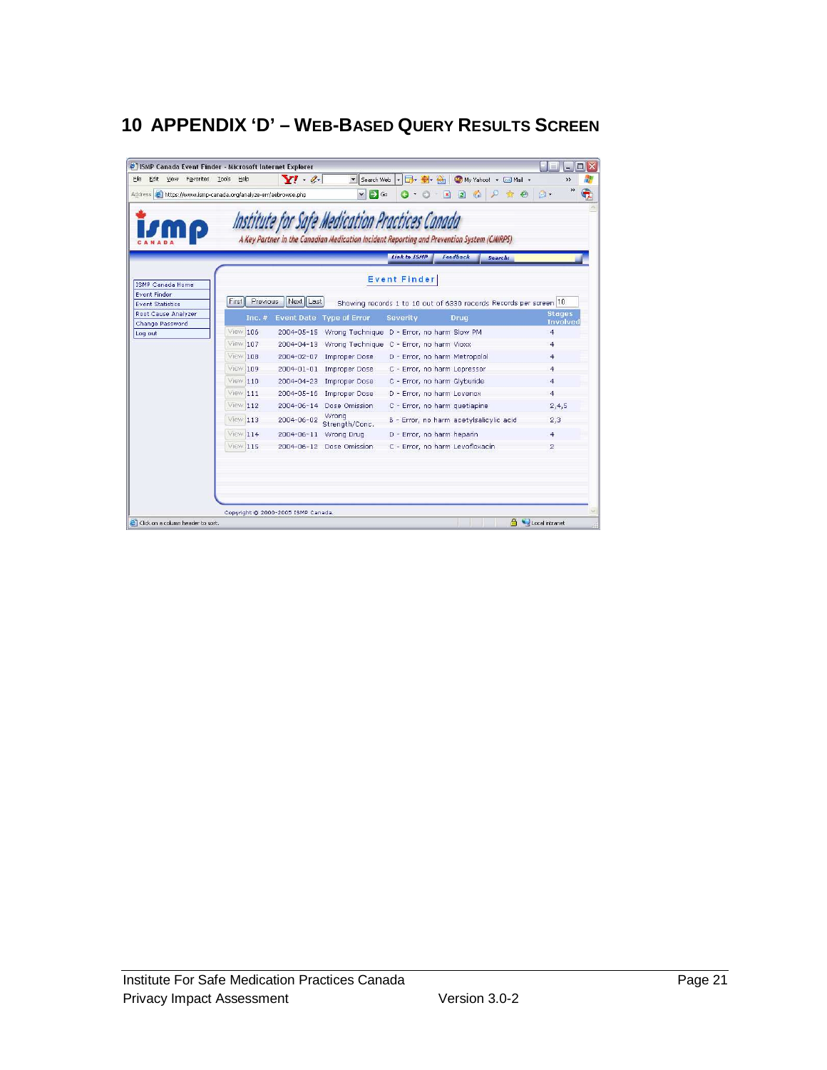# 10 APPENDIX 'D' – WEB-BASED QUERY RESULTS SCREEN

ISMP Canada Event Finder - Microsoft Internet Explorer

Address: https://www.ismp-canada.org/analyze-err/aebrowse.php

Institute for Safe Medication Practices Canada

A Key Partner in the Canadian Medication Incident Reporting and Prevention System (CMIRPS)

Link to ISMP | Feedback | Search:

- ISMP Canada Home
- Event Finder
- Event Statistics
- Root Cause Analyzer
- Change Password
- Log out

**Event Finder**

First | Previous | Next | Last — Showing records 1 to 10 out of 6330 records Records per screen 10

| | Inc. # | Event Date | Type of Error | Severity | Drug | Stages Involved |
|---|---|---|---|---|---|---|
| View | 106 | 2004-05-15 | Wrong Technique | D - Error, no harm | Slow PM | 4 |
| View | 107 | 2004-04-13 | Wrong Technique | C - Error, no harm | Vioxx | 4 |
| View | 108 | 2004-02-07 | Improper Dose | D - Error, no harm | Metropolol | 4 |
| View | 109 | 2004-01-01 | Improper Dose | C - Error, no harm | Lopressor | 4 |
| View | 110 | 2004-04-23 | Improper Dose | C - Error, no harm | Glyburide | 4 |
| View | 111 | 2004-05-15 | Improper Dose | D - Error, no harm | Lovenox | 4 |
| View | 112 | 2004-06-14 | Dose Omission | C - Error, no harm | quetiapine | 2,4,5 |
| View | 113 | 2004-06-02 | Wrong Strength/Conc. | B - Error, no harm | acetylsalicylic acid | 2,3 |
| View | 114 | 2004-06-11 | Wrong Drug | D - Error, no harm | heparin | 4 |
| View | 115 | 2004-06-12 | Dose Omission | C - Error, no harm | Levofloxacin | 2 |

Copyright © 2000-2005 ISMP Canada.

Click on a column header to sort.